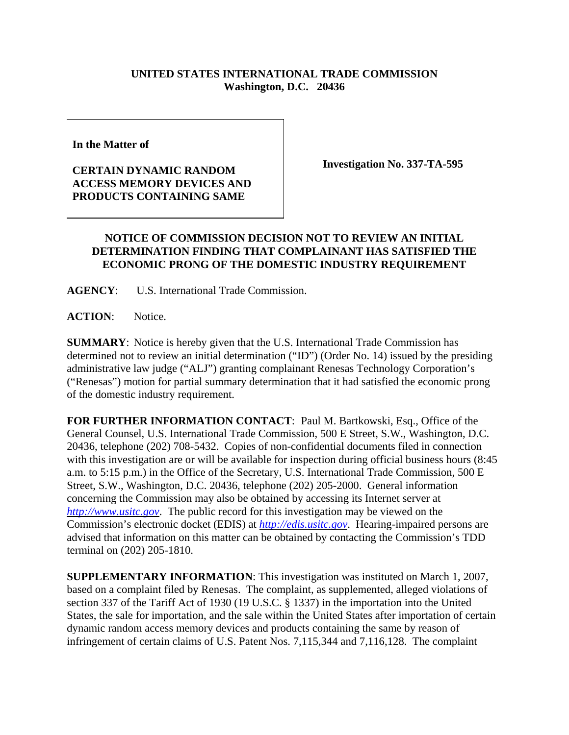**UNITED STATES INTERNATIONAL TRADE COMMISSION**
**Washington, D.C. 20436**

**In the Matter of**

**CERTAIN DYNAMIC RANDOM ACCESS MEMORY DEVICES AND PRODUCTS CONTAINING SAME**

**Investigation No. 337-TA-595**

## NOTICE OF COMMISSION DECISION NOT TO REVIEW AN INITIAL DETERMINATION FINDING THAT COMPLAINANT HAS SATISFIED THE ECONOMIC PRONG OF THE DOMESTIC INDUSTRY REQUIREMENT

**AGENCY**: U.S. International Trade Commission.

**ACTION**: Notice.

**SUMMARY**: Notice is hereby given that the U.S. International Trade Commission has determined not to review an initial determination ("ID") (Order No. 14) issued by the presiding administrative law judge ("ALJ") granting complainant Renesas Technology Corporation's ("Renesas") motion for partial summary determination that it had satisfied the economic prong of the domestic industry requirement.

**FOR FURTHER INFORMATION CONTACT**: Paul M. Bartkowski, Esq., Office of the General Counsel, U.S. International Trade Commission, 500 E Street, S.W., Washington, D.C. 20436, telephone (202) 708-5432. Copies of non-confidential documents filed in connection with this investigation are or will be available for inspection during official business hours (8:45 a.m. to 5:15 p.m.) in the Office of the Secretary, U.S. International Trade Commission, 500 E Street, S.W., Washington, D.C. 20436, telephone (202) 205-2000. General information concerning the Commission may also be obtained by accessing its Internet server at *http://www.usitc.gov*. The public record for this investigation may be viewed on the Commission's electronic docket (EDIS) at *http://edis.usitc.gov*. Hearing-impaired persons are advised that information on this matter can be obtained by contacting the Commission's TDD terminal on (202) 205-1810.

**SUPPLEMENTARY INFORMATION**: This investigation was instituted on March 1, 2007, based on a complaint filed by Renesas. The complaint, as supplemented, alleged violations of section 337 of the Tariff Act of 1930 (19 U.S.C. § 1337) in the importation into the United States, the sale for importation, and the sale within the United States after importation of certain dynamic random access memory devices and products containing the same by reason of infringement of certain claims of U.S. Patent Nos. 7,115,344 and 7,116,128. The complaint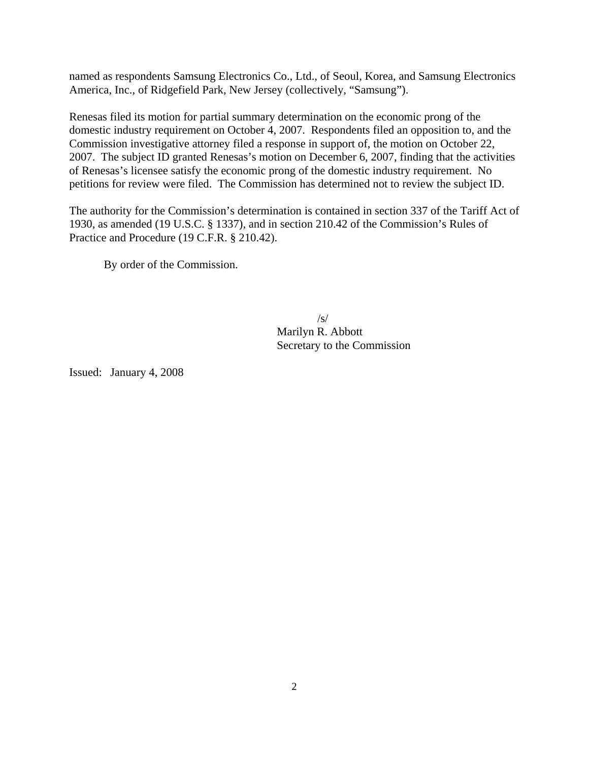named as respondents Samsung Electronics Co., Ltd., of Seoul, Korea, and Samsung Electronics America, Inc., of Ridgefield Park, New Jersey (collectively, "Samsung").

Renesas filed its motion for partial summary determination on the economic prong of the domestic industry requirement on October 4, 2007. Respondents filed an opposition to, and the Commission investigative attorney filed a response in support of, the motion on October 22, 2007. The subject ID granted Renesas's motion on December 6, 2007, finding that the activities of Renesas's licensee satisfy the economic prong of the domestic industry requirement. No petitions for review were filed. The Commission has determined not to review the subject ID.

The authority for the Commission's determination is contained in section 337 of the Tariff Act of 1930, as amended (19 U.S.C. § 1337), and in section 210.42 of the Commission's Rules of Practice and Procedure (19 C.F.R. § 210.42).

By order of the Commission.

/s/
Marilyn R. Abbott
Secretary to the Commission

Issued: January 4, 2008